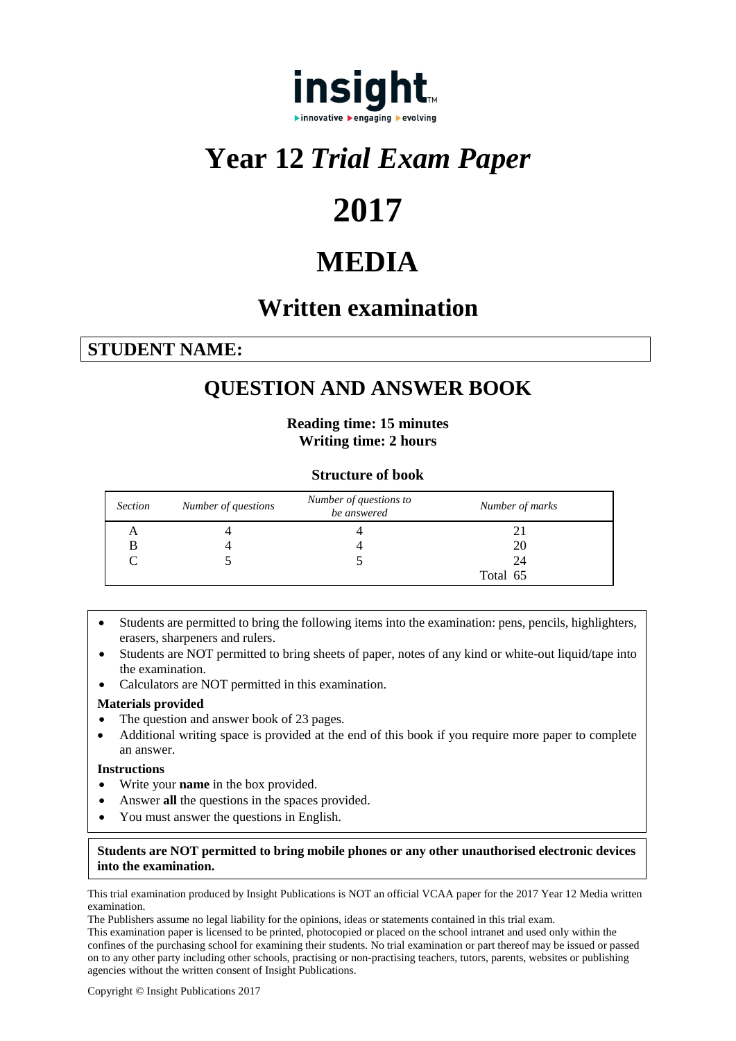insight
▶innovative ▶engaging ▶evolving

# Year 12 *Trial Exam Paper*

# 2017

# MEDIA

## Written examination

**STUDENT NAME:**

## QUESTION AND ANSWER BOOK

**Reading time: 15 minutes**
**Writing time: 2 hours**

**Structure of book**

| *Section* | *Number of questions* | *Number of questions to be answered* | *Number of marks* |
|---|---|---|---|
| A | 4 | 4 | 21 |
| B | 4 | 4 | 20 |
| C | 5 | 5 | 24 |
| | | | Total 65 |

- Students are permitted to bring the following items into the examination: pens, pencils, highlighters, erasers, sharpeners and rulers.
- Students are NOT permitted to bring sheets of paper, notes of any kind or white-out liquid/tape into the examination.
- Calculators are NOT permitted in this examination.

**Materials provided**

- The question and answer book of 23 pages.
- Additional writing space is provided at the end of this book if you require more paper to complete an answer.

**Instructions**

- Write your **name** in the box provided.
- Answer **all** the questions in the spaces provided.
- You must answer the questions in English.

**Students are NOT permitted to bring mobile phones or any other unauthorised electronic devices into the examination.**

This trial examination produced by Insight Publications is NOT an official VCAA paper for the 2017 Year 12 Media written examination.

The Publishers assume no legal liability for the opinions, ideas or statements contained in this trial exam.

This examination paper is licensed to be printed, photocopied or placed on the school intranet and used only within the confines of the purchasing school for examining their students. No trial examination or part thereof may be issued or passed on to any other party including other schools, practising or non-practising teachers, tutors, parents, websites or publishing agencies without the written consent of Insight Publications.

Copyright © Insight Publications 2017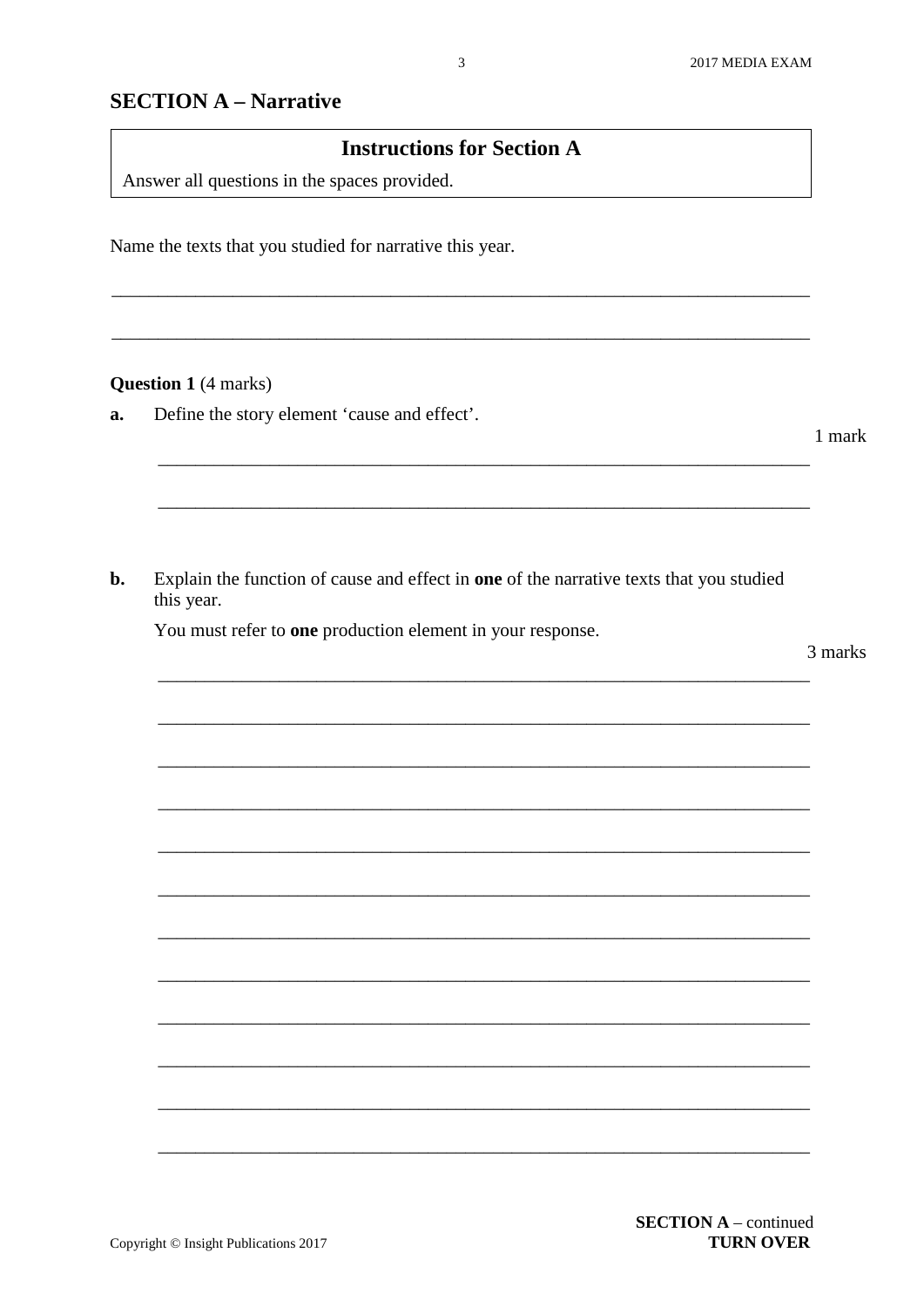## SECTION A – Narrative

**Instructions for Section A**

Answer all questions in the spaces provided.

Name the texts that you studied for narrative this year.

___________________________________________________________________________

___________________________________________________________________________

**Question 1** (4 marks)

**a.** Define the story element ‘cause and effect’.

1 mark

___________________________________________________________________________

___________________________________________________________________________

**b.** Explain the function of cause and effect in **one** of the narrative texts that you studied this year.

You must refer to **one** production element in your response.

3 marks

___________________________________________________________________________

___________________________________________________________________________

___________________________________________________________________________

___________________________________________________________________________

___________________________________________________________________________

___________________________________________________________________________

___________________________________________________________________________

___________________________________________________________________________

___________________________________________________________________________

___________________________________________________________________________

___________________________________________________________________________

___________________________________________________________________________

**SECTION A** – continued
**TURN OVER**

Copyright © Insight Publications 2017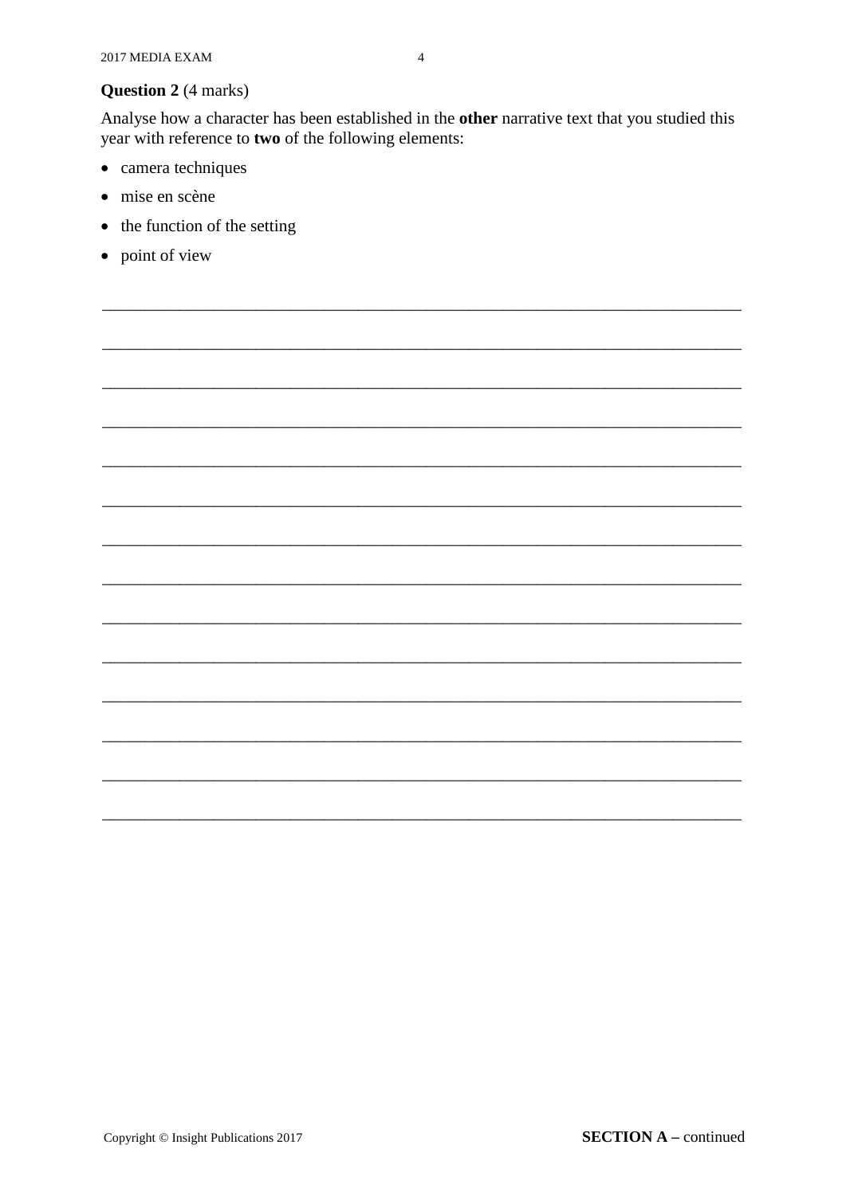**Question 2** (4 marks)

Analyse how a character has been established in the **other** narrative text that you studied this year with reference to **two** of the following elements:

- camera techniques
- mise en scène
- the function of the setting
- point of view

SECTION A – continued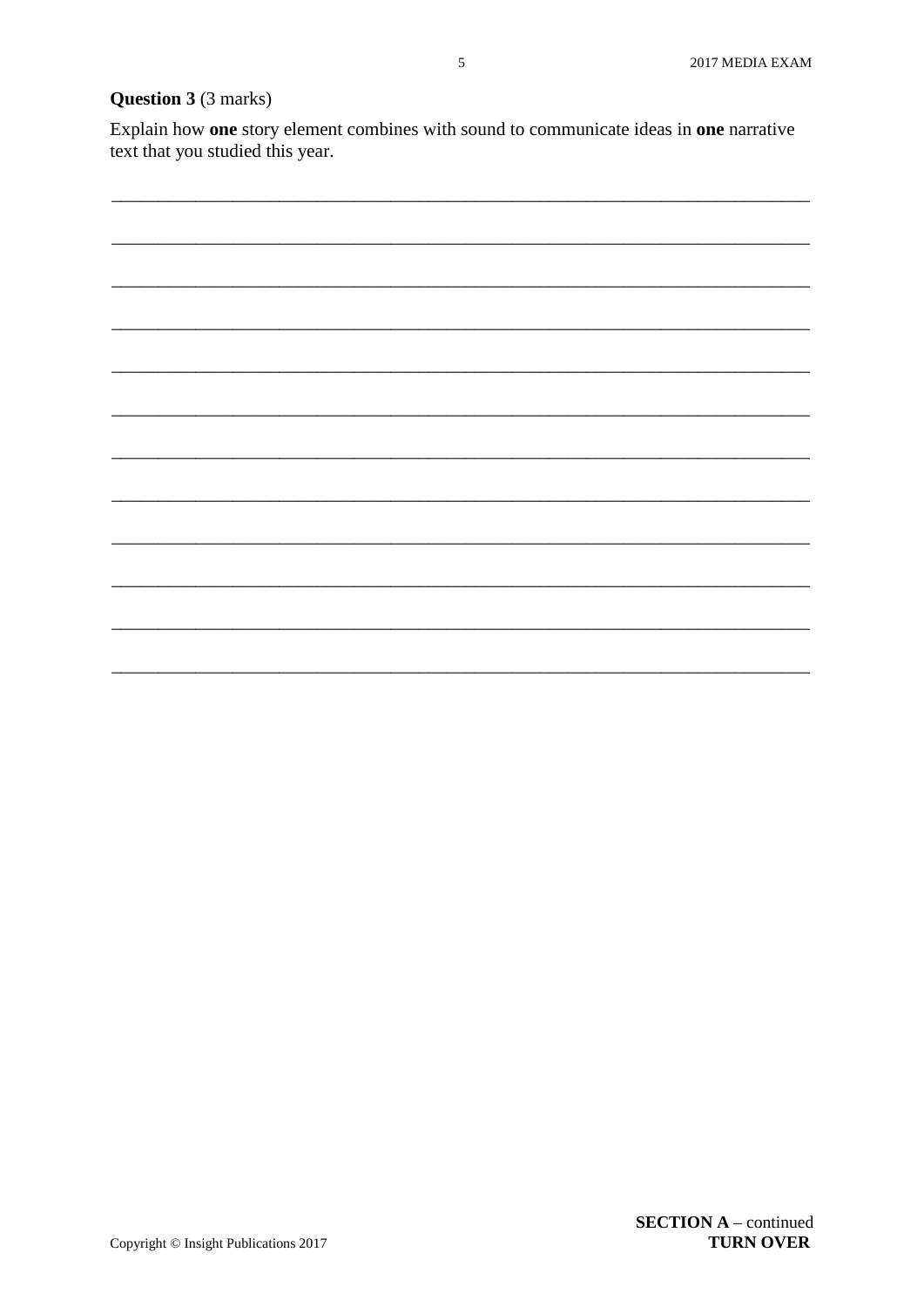**Question 3** (3 marks)

Explain how **one** story element combines with sound to communicate ideas in **one** narrative text that you studied this year.

___________________________________________________________________________

___________________________________________________________________________

___________________________________________________________________________

___________________________________________________________________________

___________________________________________________________________________

___________________________________________________________________________

___________________________________________________________________________

___________________________________________________________________________

___________________________________________________________________________

___________________________________________________________________________

___________________________________________________________________________

___________________________________________________________________________

**SECTION A** – continued
**TURN OVER**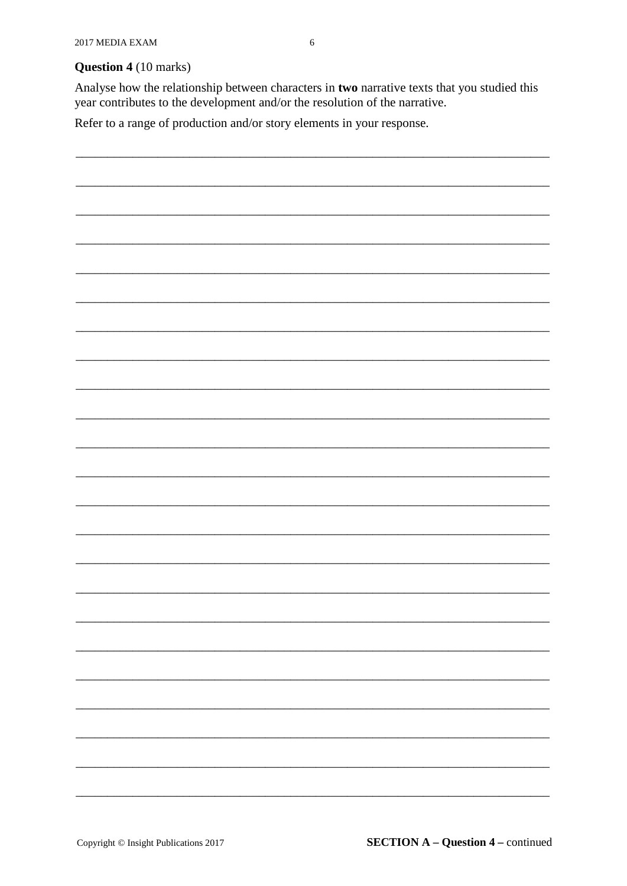**Question 4** (10 marks)

Analyse how the relationship between characters in **two** narrative texts that you studied this year contributes to the development and/or the resolution of the narrative.

Refer to a range of production and/or story elements in your response.

SECTION A – Question 4 – continued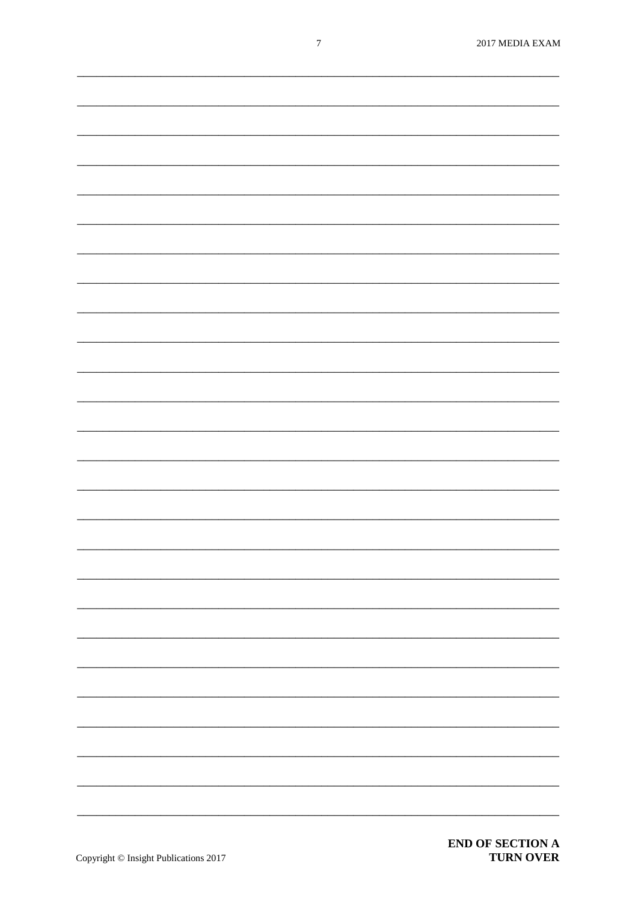**END OF SECTION A**
**TURN OVER**

Copyright © Insight Publications 2017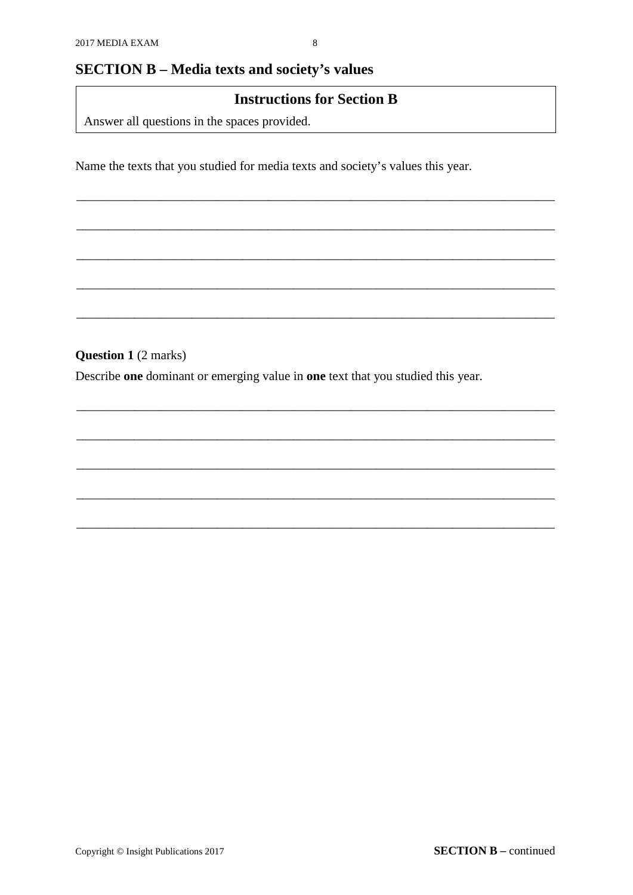## SECTION B – Media texts and society's values

**Instructions for Section B**

Answer all questions in the spaces provided.

Name the texts that you studied for media texts and society's values this year.

______________________________________________________________________

______________________________________________________________________

______________________________________________________________________

______________________________________________________________________

______________________________________________________________________

**Question 1** (2 marks)

Describe **one** dominant or emerging value in **one** text that you studied this year.

______________________________________________________________________

______________________________________________________________________

______________________________________________________________________

______________________________________________________________________

______________________________________________________________________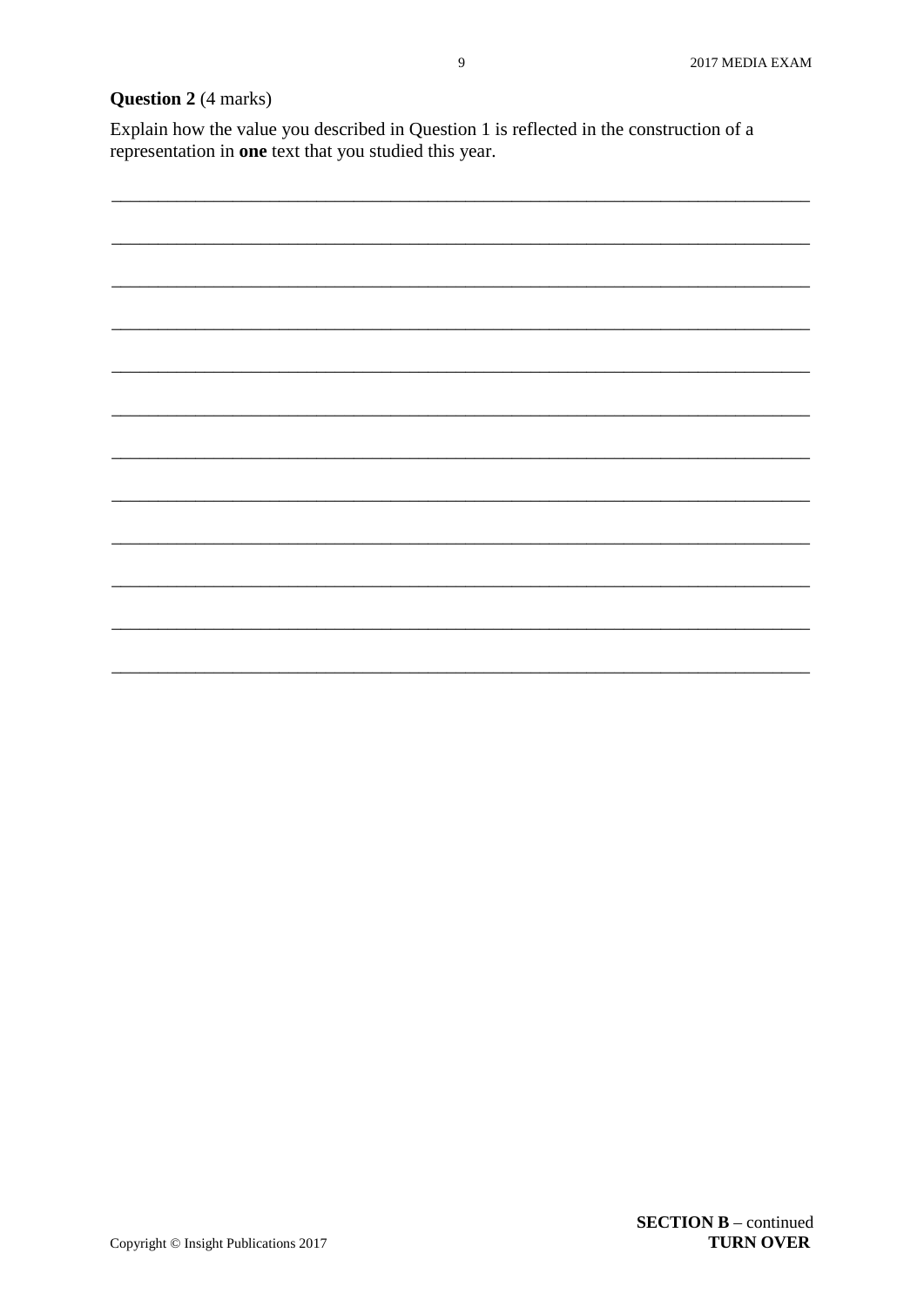**Question 2** (4 marks)

Explain how the value you described in Question 1 is reflected in the construction of a representation in **one** text that you studied this year.

___________________________________________________________________________

___________________________________________________________________________

___________________________________________________________________________

___________________________________________________________________________

___________________________________________________________________________

___________________________________________________________________________

___________________________________________________________________________

___________________________________________________________________________

___________________________________________________________________________

___________________________________________________________________________

___________________________________________________________________________

___________________________________________________________________________

**SECTION B** – continued
**TURN OVER**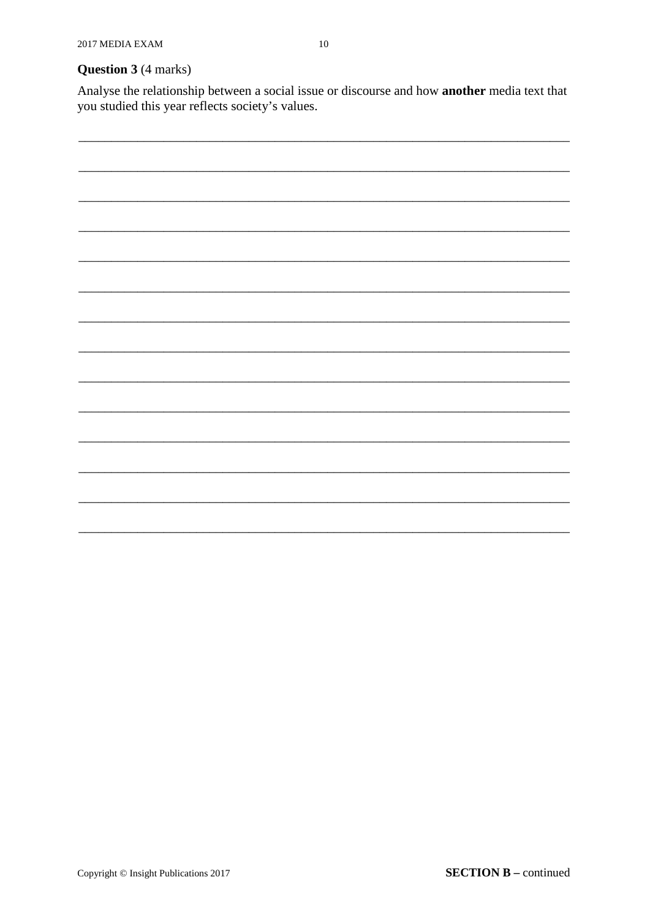**Question 3** (4 marks)

Analyse the relationship between a social issue or discourse and how **another** media text that you studied this year reflects society's values.

SECTION B – continued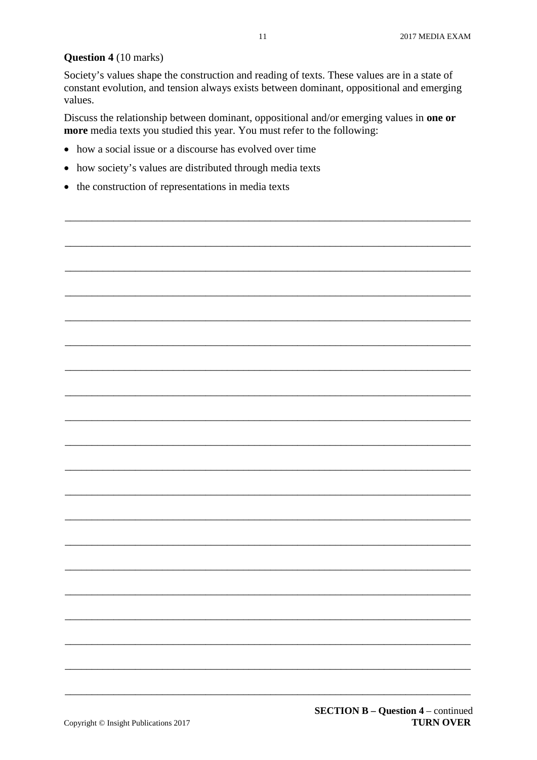**Question 4** (10 marks)

Society's values shape the construction and reading of texts. These values are in a state of constant evolution, and tension always exists between dominant, oppositional and emerging values.

Discuss the relationship between dominant, oppositional and/or emerging values in **one or more** media texts you studied this year. You must refer to the following:

- how a social issue or a discourse has evolved over time
- how society's values are distributed through media texts
- the construction of representations in media texts

**SECTION B – Question 4** – continued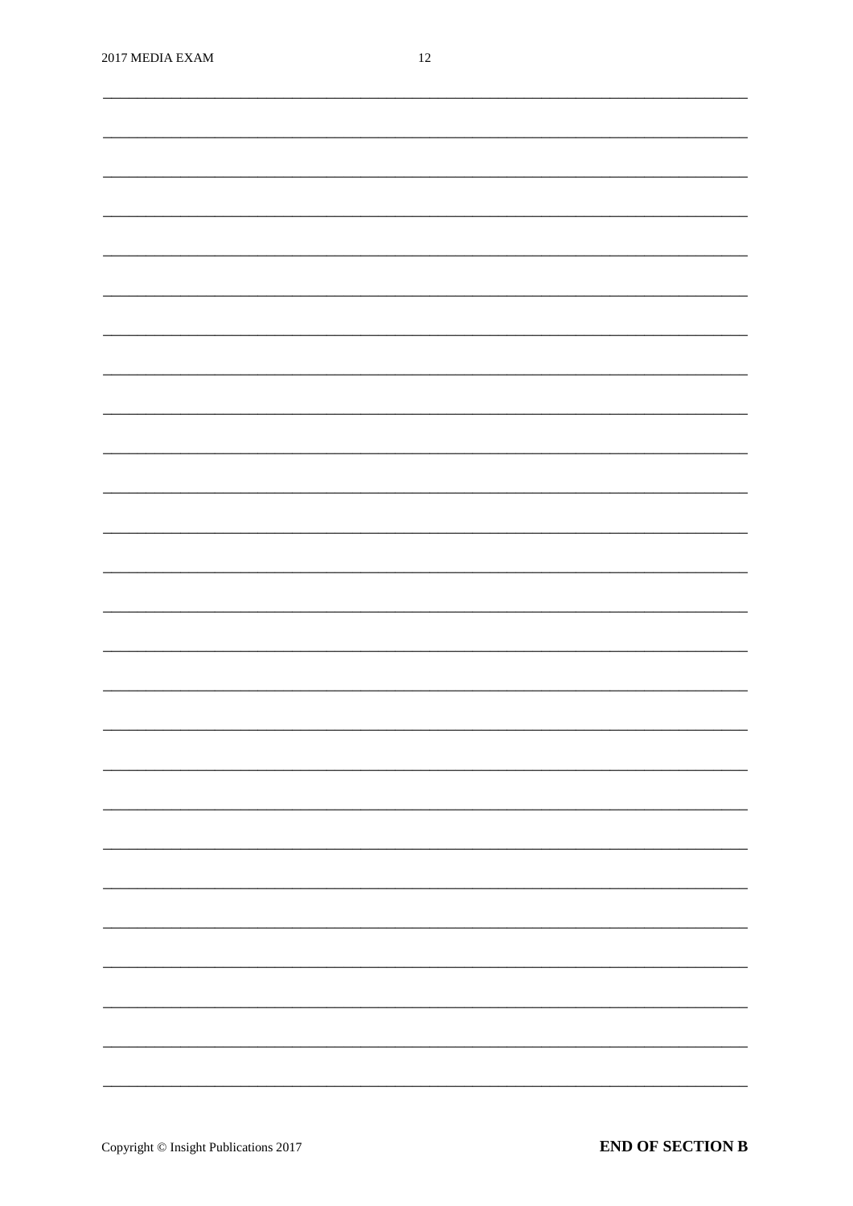**END OF SECTION B**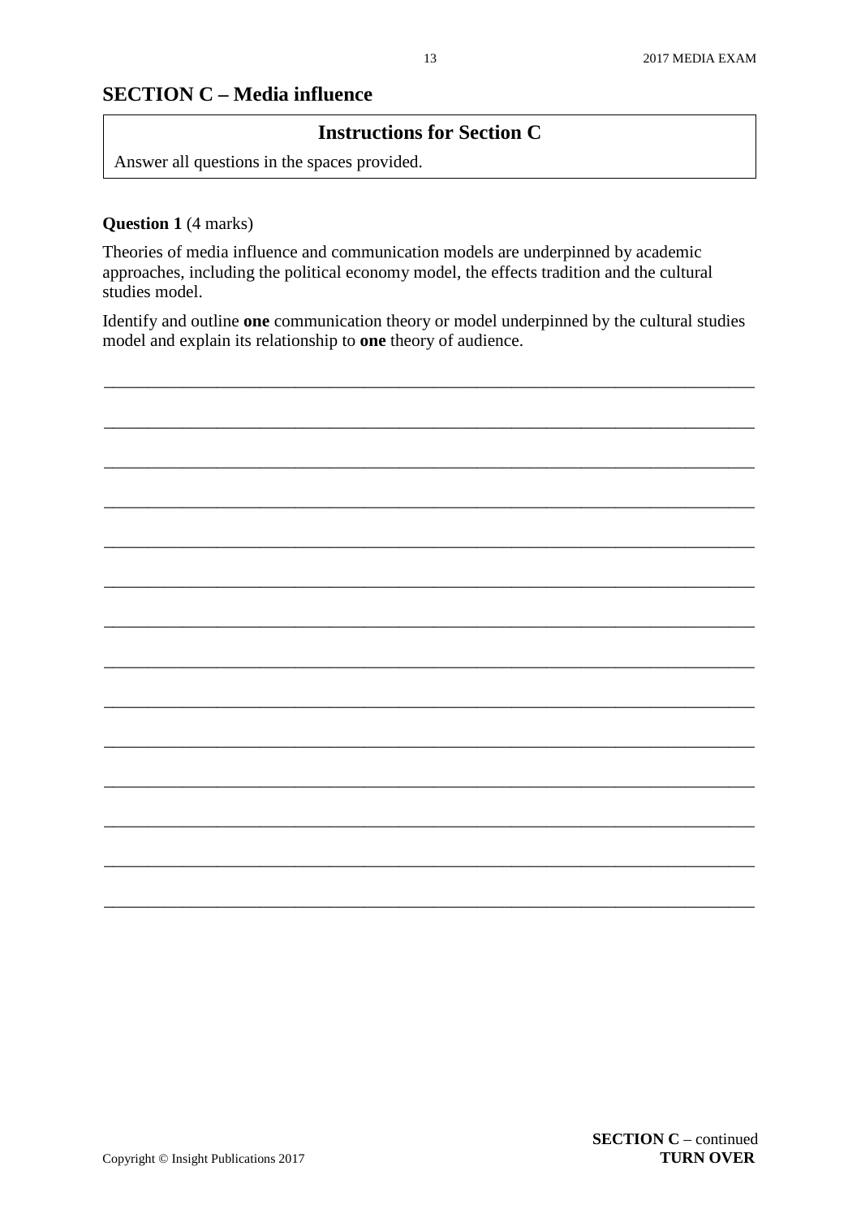## SECTION C – Media influence

**Instructions for Section C**

Answer all questions in the spaces provided.

**Question 1** (4 marks)

Theories of media influence and communication models are underpinned by academic approaches, including the political economy model, the effects tradition and the cultural studies model.

Identify and outline **one** communication theory or model underpinned by the cultural studies model and explain its relationship to **one** theory of audience.

______________________________________________________________________

______________________________________________________________________

______________________________________________________________________

______________________________________________________________________

______________________________________________________________________

______________________________________________________________________

______________________________________________________________________

______________________________________________________________________

______________________________________________________________________

______________________________________________________________________

______________________________________________________________________

______________________________________________________________________

______________________________________________________________________

______________________________________________________________________

**SECTION C** – continued
**TURN OVER**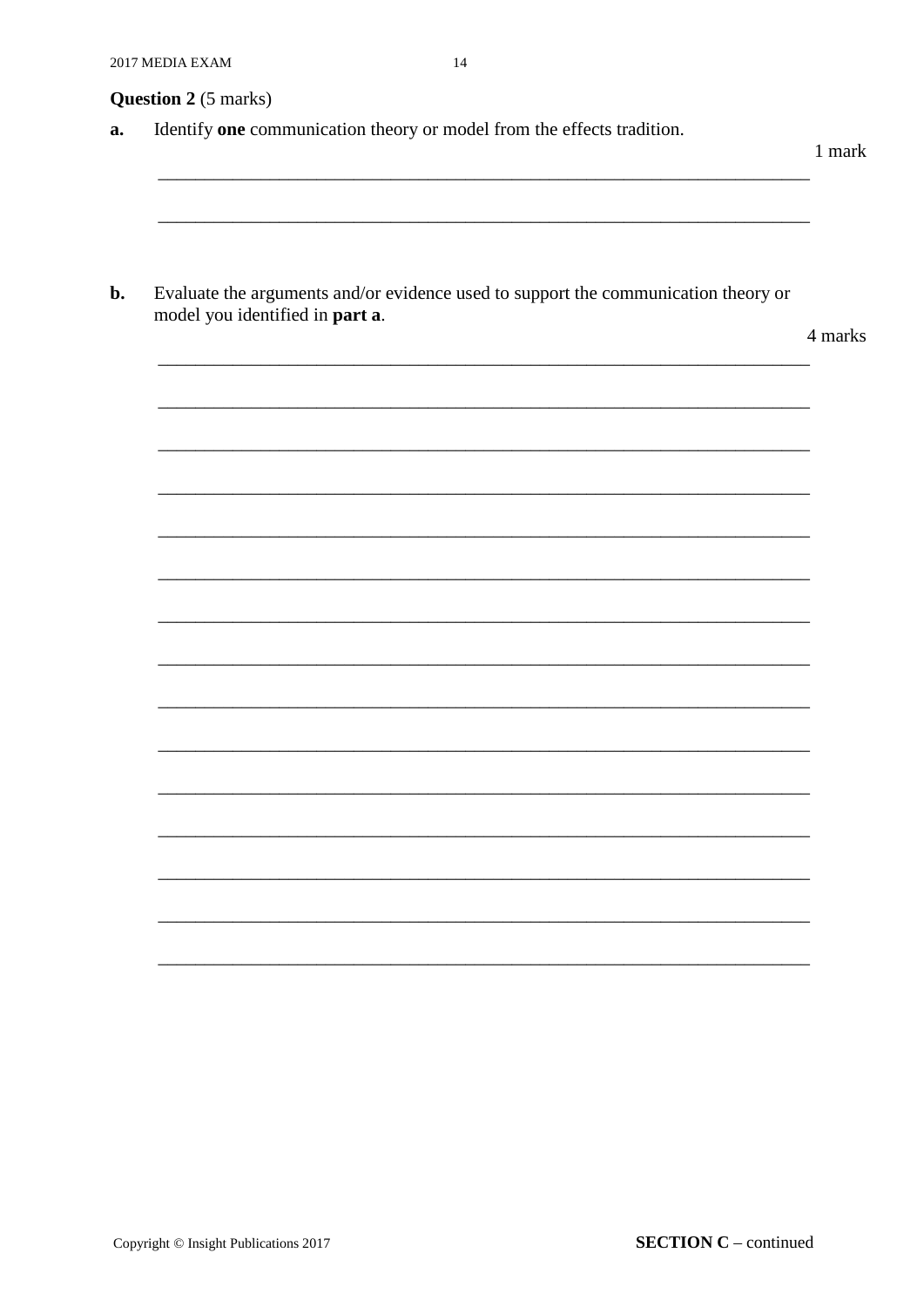**Question 2** (5 marks)

**a.** Identify **one** communication theory or model from the effects tradition.

1 mark

______________________________________________________________________

______________________________________________________________________

**b.** Evaluate the arguments and/or evidence used to support the communication theory or model you identified in **part a**.

4 marks

______________________________________________________________________

______________________________________________________________________

______________________________________________________________________

______________________________________________________________________

______________________________________________________________________

______________________________________________________________________

______________________________________________________________________

______________________________________________________________________

______________________________________________________________________

______________________________________________________________________

______________________________________________________________________

______________________________________________________________________

______________________________________________________________________

______________________________________________________________________

______________________________________________________________________

**SECTION C** – continued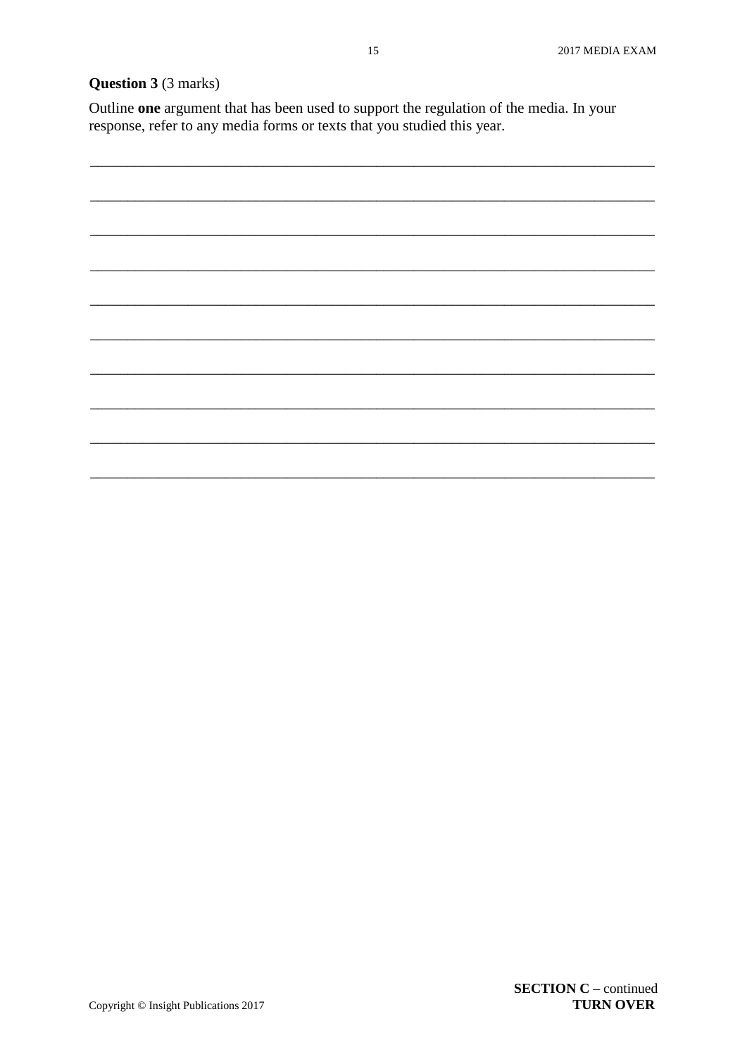**Question 3** (3 marks)

Outline **one** argument that has been used to support the regulation of the media. In your response, refer to any media forms or texts that you studied this year.

___________________________________________________________________________

___________________________________________________________________________

___________________________________________________________________________

___________________________________________________________________________

___________________________________________________________________________

___________________________________________________________________________

___________________________________________________________________________

___________________________________________________________________________

___________________________________________________________________________

___________________________________________________________________________

**SECTION C** – continued
**TURN OVER**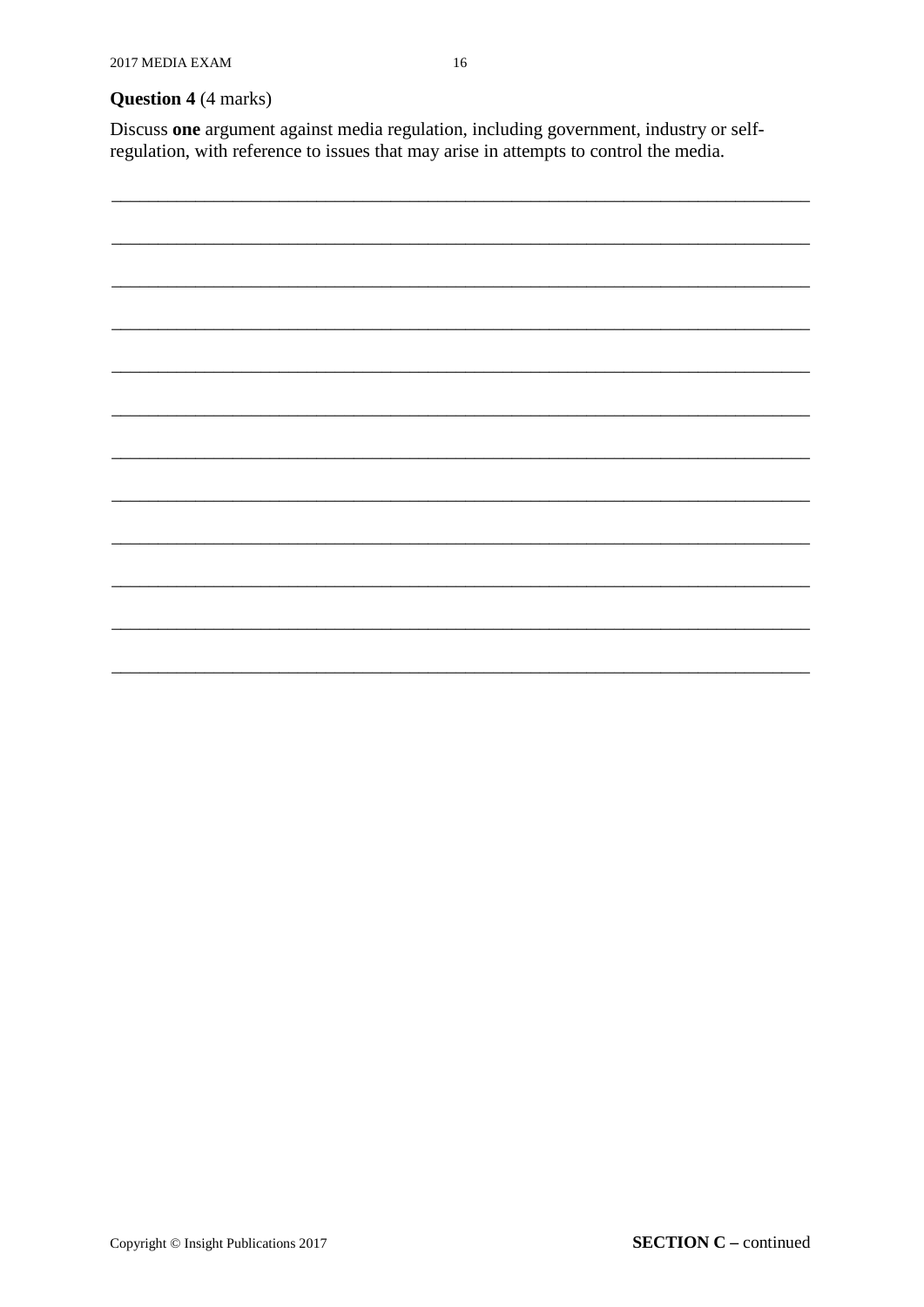**Question 4** (4 marks)

Discuss **one** argument against media regulation, including government, industry or self-regulation, with reference to issues that may arise in attempts to control the media.

SECTION C – continued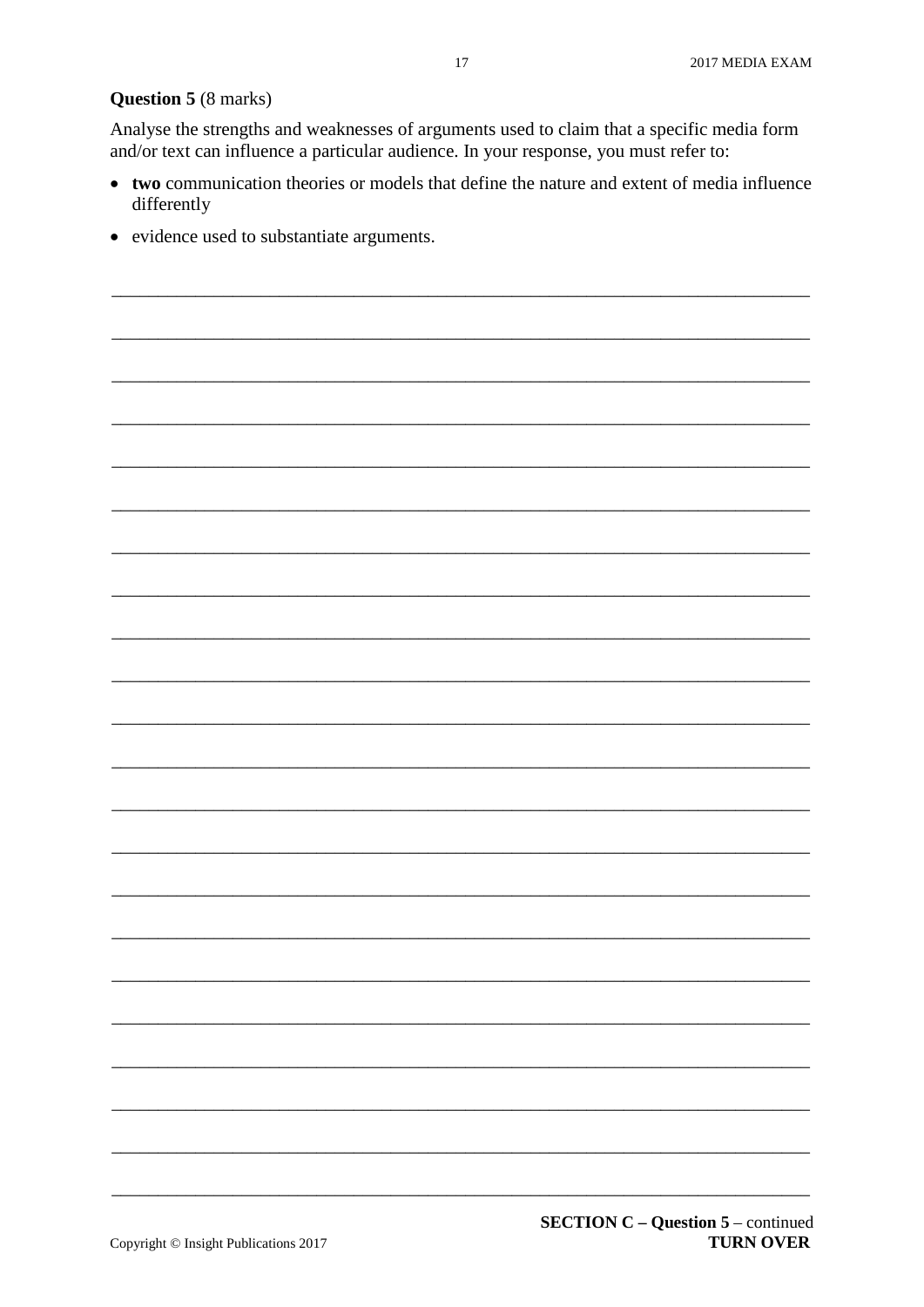**Question 5** (8 marks)

Analyse the strengths and weaknesses of arguments used to claim that a specific media form and/or text can influence a particular audience. In your response, you must refer to:

- **two** communication theories or models that define the nature and extent of media influence differently
- evidence used to substantiate arguments.

**SECTION C – Question 5** – continued
**TURN OVER**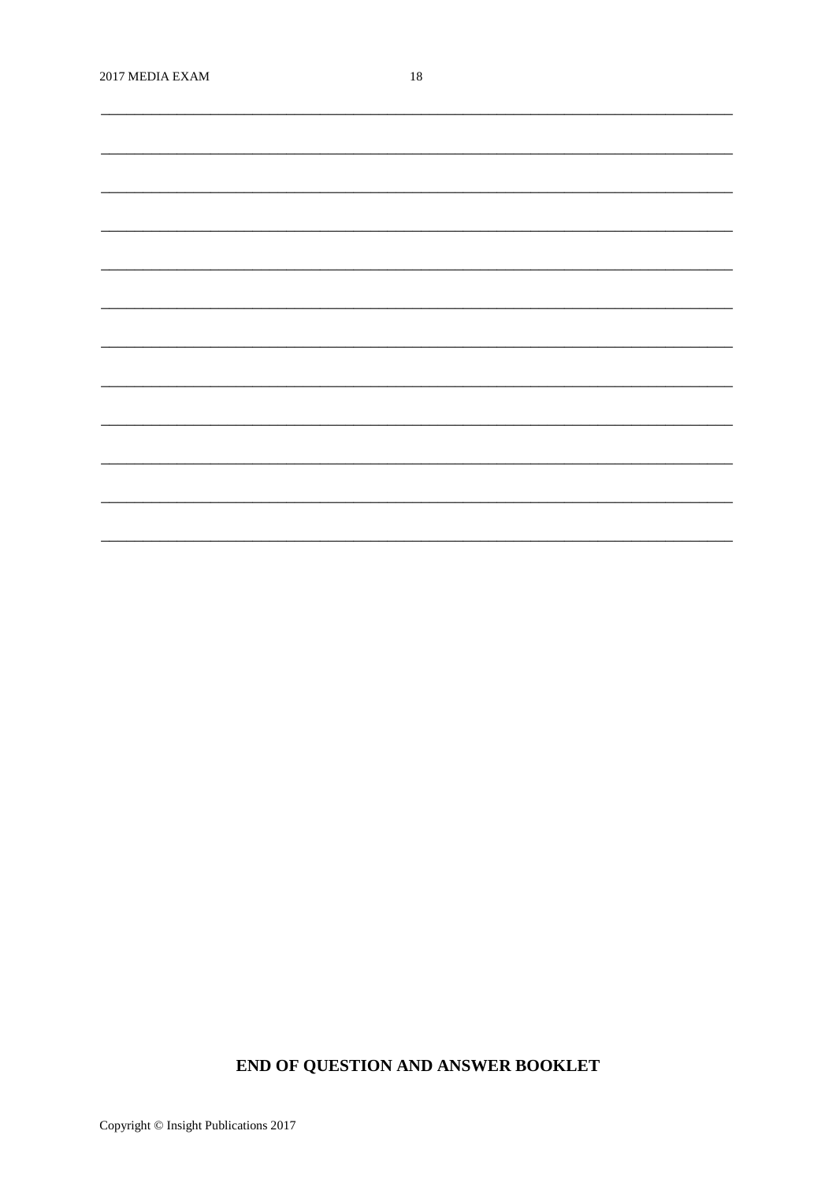**END OF QUESTION AND ANSWER BOOKLET**

Copyright © Insight Publications 2017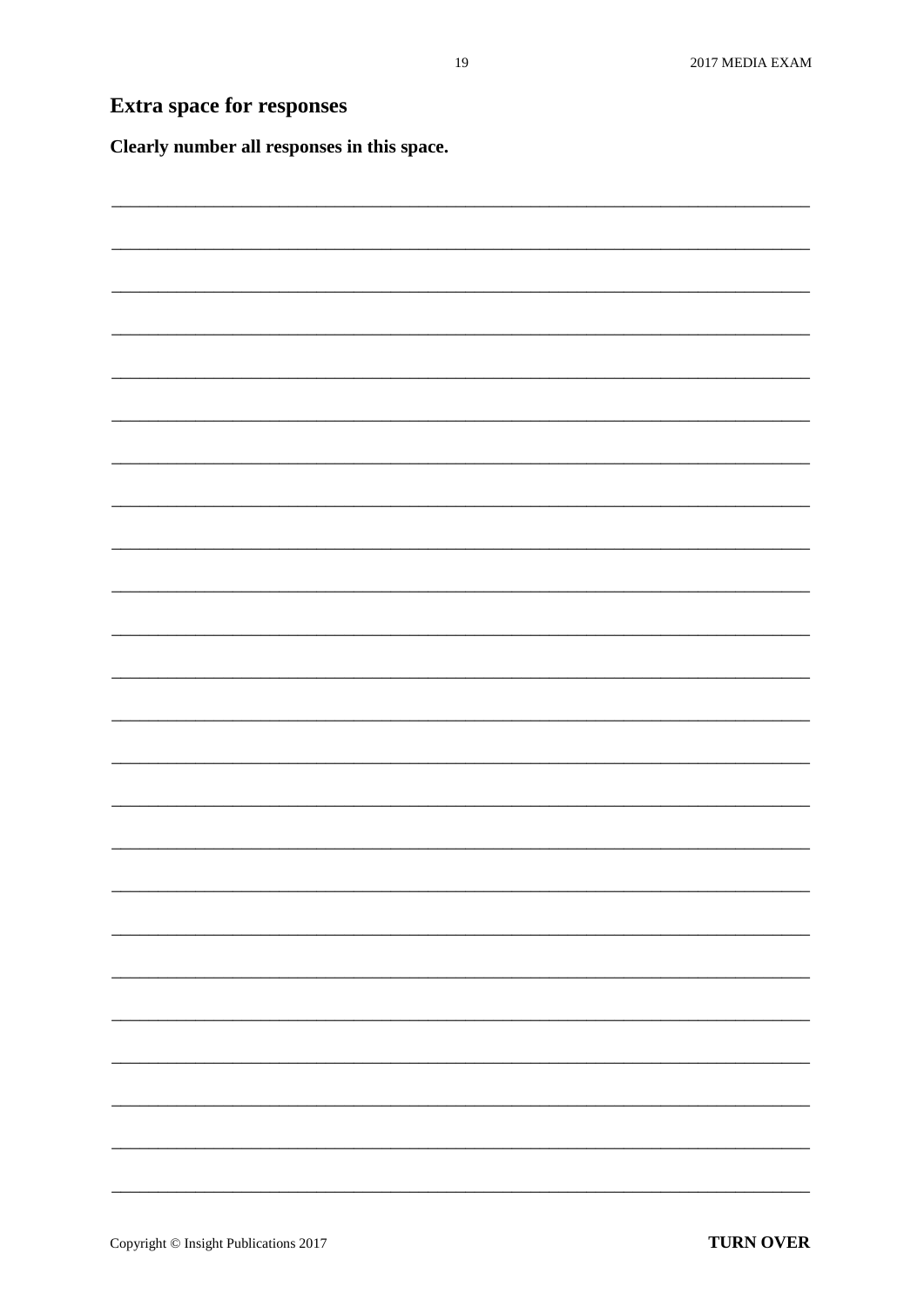## Extra space for responses

**Clearly number all responses in this space.**